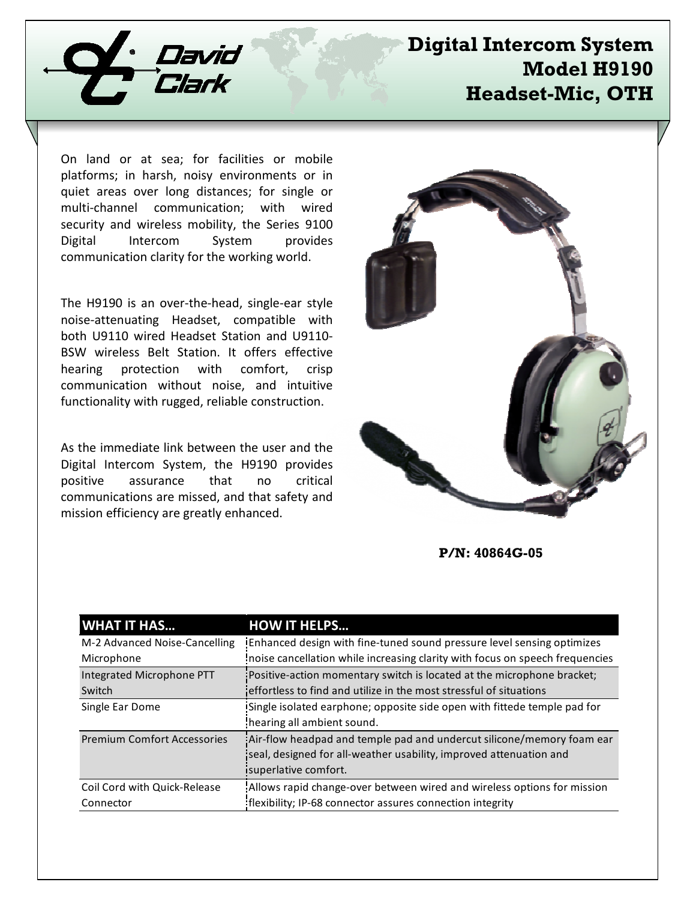David Clark

# Digital Intercom System Model H9190 Headset-Mic, OTH

On land or at sea; for facilities or mobile platforms; in harsh, noisy environments or in quiet areas over long distances; for single or multi-channel communication; with wired security and wireless mobility, the Series 9100 Digital Intercom System provides communication clarity for the working world.

The H9190 is an over-the-head, single-ear style noise-attenuating Headset, compatible with both U9110 wired Headset Station and U9110-BSW wireless Belt Station. It offers effective hearing protection with comfort, crisp communication without noise, and intuitive functionality with rugged, reliable construction.

As the immediate link between the user and the Digital Intercom System, the H9190 provides positive assurance that no critical communications are missed, and that safety and mission efficiency are greatly enhanced.

**P/N: 40864G-05**

| WHAT IT HAS… | HOW IT HELPS… |
| --- | --- |
| M-2 Advanced Noise-Cancelling Microphone | Enhanced design with fine-tuned sound pressure level sensing optimizes noise cancellation while increasing clarity with focus on speech frequencies |
| Integrated Microphone PTT Switch | Positive-action momentary switch is located at the microphone bracket; effortless to find and utilize in the most stressful of situations |
| Single Ear Dome | Single isolated earphone; opposite side open with fittede temple pad for hearing all ambient sound. |
| Premium Comfort Accessories | Air-flow headpad and temple pad and undercut silicone/memory foam ear seal, designed for all-weather usability, improved attenuation and superlative comfort. |
| Coil Cord with Quick-Release Connector | Allows rapid change-over between wired and wireless options for mission flexibility; IP-68 connector assures connection integrity |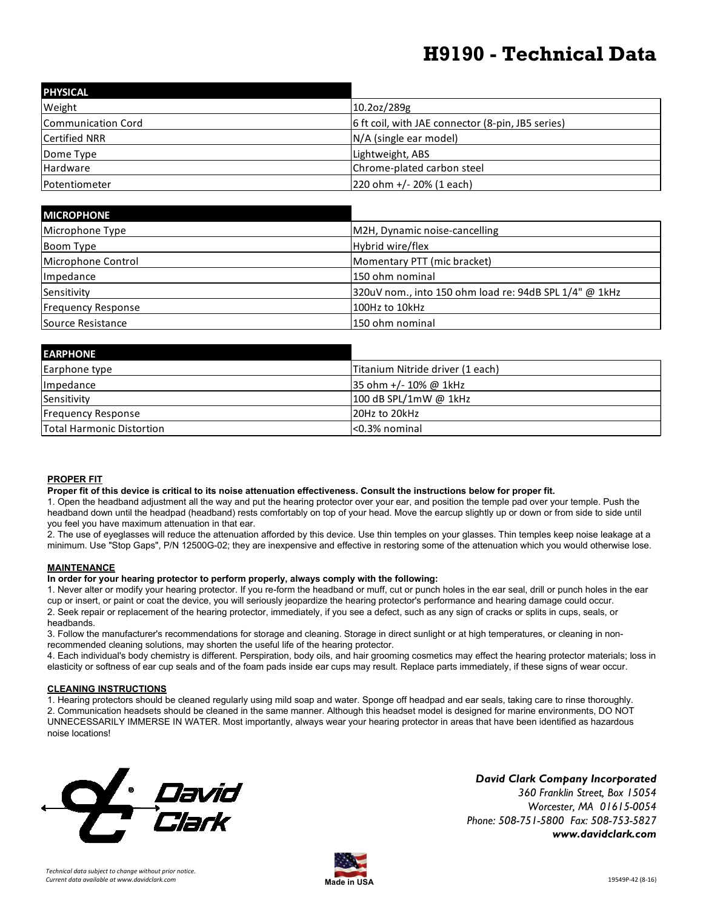# H9190 - Technical Data

| PHYSICAL | |
|---|---|
| Weight | 10.2oz/289g |
| Communication Cord | 6 ft coil, with JAE connector (8-pin, JB5 series) |
| Certified NRR | N/A (single ear model) |
| Dome Type | Lightweight, ABS |
| Hardware | Chrome-plated carbon steel |
| Potentiometer | 220 ohm +/- 20% (1 each) |

| MICROPHONE | |
|---|---|
| Microphone Type | M2H, Dynamic noise-cancelling |
| Boom Type | Hybrid wire/flex |
| Microphone Control | Momentary PTT (mic bracket) |
| Impedance | 150 ohm nominal |
| Sensitivity | 320uV nom., into 150 ohm load re: 94dB SPL 1/4" @ 1kHz |
| Frequency Response | 100Hz to 10kHz |
| Source Resistance | 150 ohm nominal |

| EARPHONE | |
|---|---|
| Earphone type | Titanium Nitride driver (1 each) |
| Impedance | 35 ohm +/- 10% @ 1kHz |
| Sensitivity | 100 dB SPL/1mW @ 1kHz |
| Frequency Response | 20Hz to 20kHz |
| Total Harmonic Distortion | <0.3% nominal |

## PROPER FIT

**Proper fit of this device is critical to its noise attenuation effectiveness. Consult the instructions below for proper fit.**

1. Open the headband adjustment all the way and put the hearing protector over your ear, and position the temple pad over your temple. Push the headband down until the headpad (headband) rests comfortably on top of your head. Move the earcup slightly up or down or from side to side until you feel you have maximum attenuation in that ear.
2. The use of eyeglasses will reduce the attenuation afforded by this device. Use thin temples on your glasses. Thin temples keep noise leakage at a minimum. Use "Stop Gaps", P/N 12500G-02; they are inexpensive and effective in restoring some of the attenuation which you would otherwise lose.

## MAINTENANCE

**In order for your hearing protector to perform properly, always comply with the following:**

1. Never alter or modify your hearing protector. If you re-form the headband or muff, cut or punch holes in the ear seal, drill or punch holes in the ear cup or insert, or paint or coat the device, you will seriously jeopardize the hearing protector's performance and hearing damage could occur.
2. Seek repair or replacement of the hearing protector, immediately, if you see a defect, such as any sign of cracks or splits in cups, seals, or headbands.
3. Follow the manufacturer's recommendations for storage and cleaning. Storage in direct sunlight or at high temperatures, or cleaning in non-recommended cleaning solutions, may shorten the useful life of the hearing protector.
4. Each individual's body chemistry is different. Perspiration, body oils, and hair grooming cosmetics may effect the hearing protector materials; loss in elasticity or softness of ear cup seals and of the foam pads inside ear cups may result. Replace parts immediately, if these signs of wear occur.

## CLEANING INSTRUCTIONS

1. Hearing protectors should be cleaned regularly using mild soap and water. Sponge off headpad and ear seals, taking care to rinse thoroughly.
2. Communication headsets should be cleaned in the same manner. Although this headset model is designed for marine environments, DO NOT UNNECESSARILY IMMERSE IN WATER. Most importantly, always wear your hearing protector in areas that have been identified as hazardous noise locations!

David Clark

***David Clark Company Incorporated***
*360 Franklin Street, Box 15054*
*Worcester, MA 01615-0054*
*Phone: 508-751-5800 Fax: 508-753-5827*
***www.davidclark.com***

*Technical data subject to change without prior notice.*
*Current data available at www.davidclark.com*

Made in USA

19549P-42 (8-16)